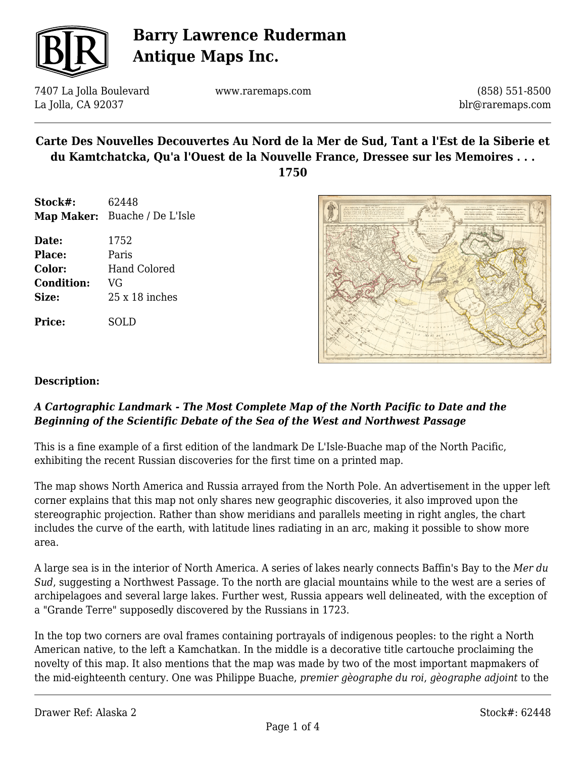# Carte Des Nouvelles Decouvertes Au Nord de la Mer de Sud, Tant a l'Est de la Siberie et du Kamtchatcka, Qu'a l'Ouest de la Nouvelle France, Dressee sur les Memoires . . . 1750

| | |
|---|---|
| **Stock#:** | 62448 |
| **Map Maker:** | Buache / De L'Isle |
| **Date:** | 1752 |
| **Place:** | Paris |
| **Color:** | Hand Colored |
| **Condition:** | VG |
| **Size:** | 25 x 18 inches |
| **Price:** | SOLD |

**Description:**

***A Cartographic Landmark - The Most Complete Map of the North Pacific to Date and the Beginning of the Scientific Debate of the Sea of the West and Northwest Passage***

This is a fine example of a first edition of the landmark De L'Isle-Buache map of the North Pacific, exhibiting the recent Russian discoveries for the first time on a printed map.

The map shows North America and Russia arrayed from the North Pole. An advertisement in the upper left corner explains that this map not only shares new geographic discoveries, it also improved upon the stereographic projection. Rather than show meridians and parallels meeting in right angles, the chart includes the curve of the earth, with latitude lines radiating in an arc, making it possible to show more area.

A large sea is in the interior of North America. A series of lakes nearly connects Baffin's Bay to the *Mer du Sud*, suggesting a Northwest Passage. To the north are glacial mountains while to the west are a series of archipelagoes and several large lakes. Further west, Russia appears well delineated, with the exception of a "Grande Terre" supposedly discovered by the Russians in 1723.

In the top two corners are oval frames containing portrayals of indigenous peoples: to the right a North American native, to the left a Kamchatkan. In the middle is a decorative title cartouche proclaiming the novelty of this map. It also mentions that the map was made by two of the most important mapmakers of the mid-eighteenth century. One was Philippe Buache, *premier gèographe du roi*, *gèographe adjoint* to the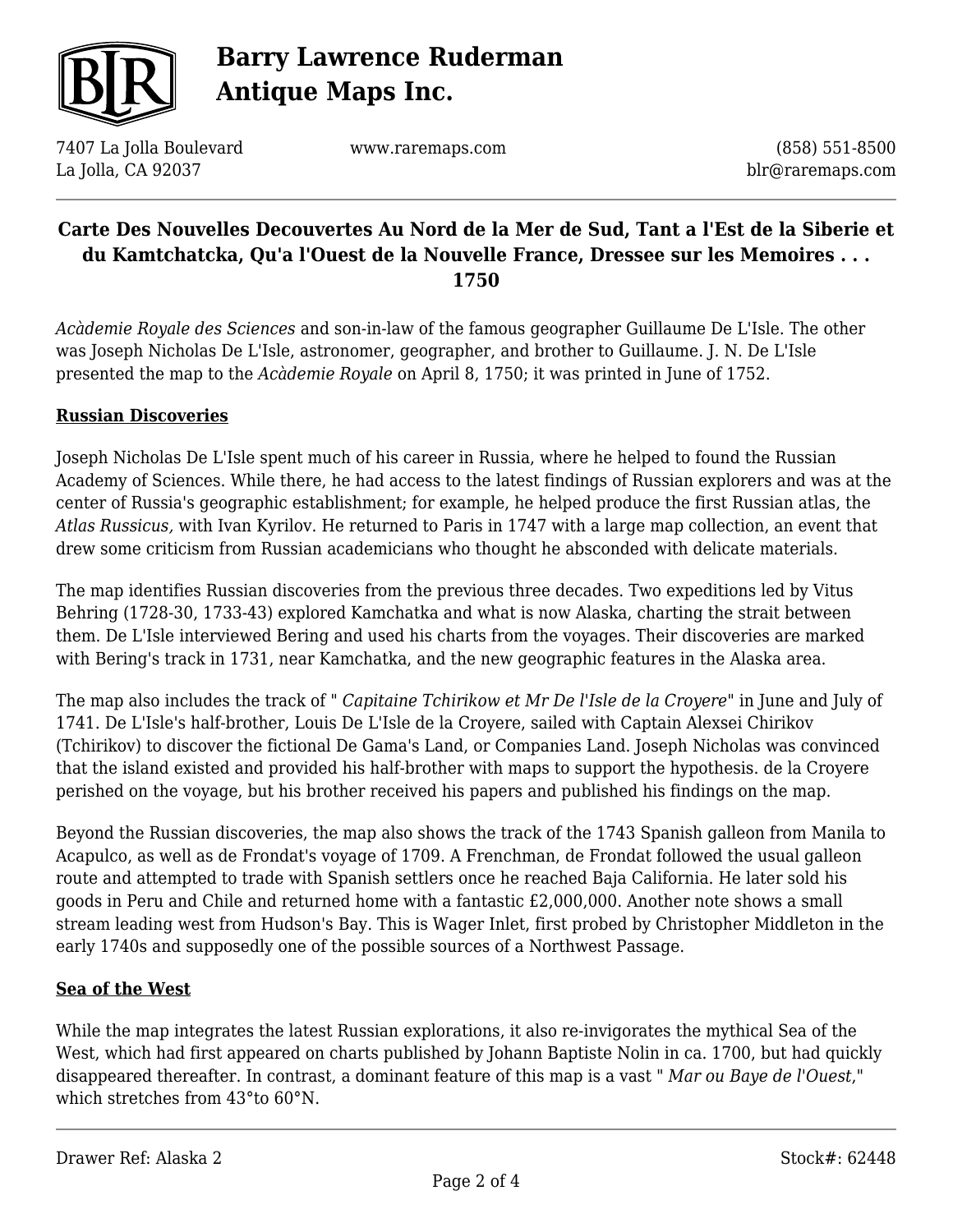# Carte Des Nouvelles Decouvertes Au Nord de la Mer de Sud, Tant a l'Est de la Siberie et du Kamtchatcka, Qu'a l'Ouest de la Nouvelle France, Dressee sur les Memoires . . . 1750

*Acàdemie Royale des Sciences* and son-in-law of the famous geographer Guillaume De L'Isle. The other was Joseph Nicholas De L'Isle, astronomer, geographer, and brother to Guillaume. J. N. De L'Isle presented the map to the *Acàdemie Royale* on April 8, 1750; it was printed in June of 1752.

## Russian Discoveries

Joseph Nicholas De L'Isle spent much of his career in Russia, where he helped to found the Russian Academy of Sciences. While there, he had access to the latest findings of Russian explorers and was at the center of Russia's geographic establishment; for example, he helped produce the first Russian atlas, the *Atlas Russicus,* with Ivan Kyrilov. He returned to Paris in 1747 with a large map collection, an event that drew some criticism from Russian academicians who thought he absconded with delicate materials.

The map identifies Russian discoveries from the previous three decades. Two expeditions led by Vitus Behring (1728-30, 1733-43) explored Kamchatka and what is now Alaska, charting the strait between them. De L'Isle interviewed Bering and used his charts from the voyages. Their discoveries are marked with Bering's track in 1731, near Kamchatka, and the new geographic features in the Alaska area.

The map also includes the track of " *Capitaine Tchirikow et Mr De l'Isle de la Croyere*" in June and July of 1741. De L'Isle's half-brother, Louis De L'Isle de la Croyere, sailed with Captain Alexsei Chirikov (Tchirikov) to discover the fictional De Gama's Land, or Companies Land. Joseph Nicholas was convinced that the island existed and provided his half-brother with maps to support the hypothesis. de la Croyere perished on the voyage, but his brother received his papers and published his findings on the map.

Beyond the Russian discoveries, the map also shows the track of the 1743 Spanish galleon from Manila to Acapulco, as well as de Frondat's voyage of 1709. A Frenchman, de Frondat followed the usual galleon route and attempted to trade with Spanish settlers once he reached Baja California. He later sold his goods in Peru and Chile and returned home with a fantastic £2,000,000. Another note shows a small stream leading west from Hudson's Bay. This is Wager Inlet, first probed by Christopher Middleton in the early 1740s and supposedly one of the possible sources of a Northwest Passage.

## Sea of the West

While the map integrates the latest Russian explorations, it also re-invigorates the mythical Sea of the West, which had first appeared on charts published by Johann Baptiste Nolin in ca. 1700, but had quickly disappeared thereafter. In contrast, a dominant feature of this map is a vast " *Mar ou Baye de l'Ouest*," which stretches from 43°to 60°N.

Drawer Ref: Alaska 2 Stock#: 62448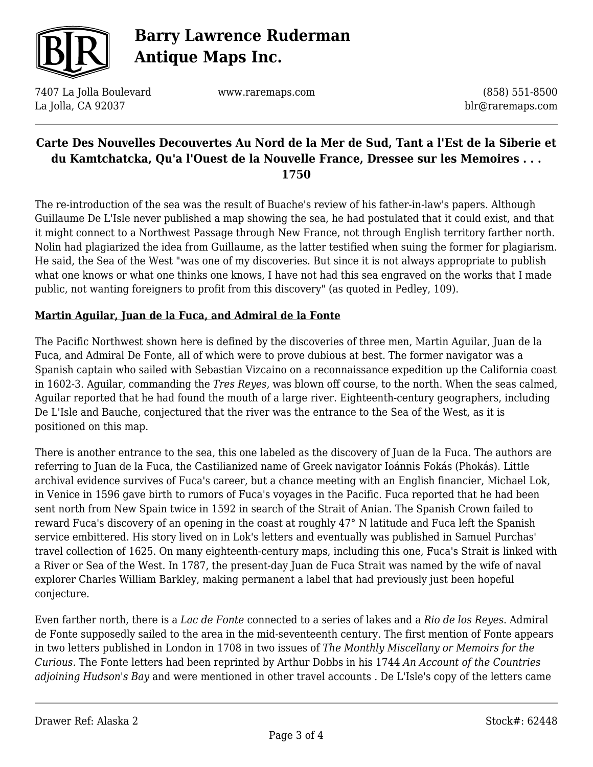# Carte Des Nouvelles Decouvertes Au Nord de la Mer de Sud, Tant a l'Est de la Siberie et du Kamtchatcka, Qu'a l'Ouest de la Nouvelle France, Dressee sur les Memoires . . . 1750

The re-introduction of the sea was the result of Buache's review of his father-in-law's papers. Although Guillaume De L'Isle never published a map showing the sea, he had postulated that it could exist, and that it might connect to a Northwest Passage through New France, not through English territory farther north. Nolin had plagiarized the idea from Guillaume, as the latter testified when suing the former for plagiarism. He said, the Sea of the West "was one of my discoveries. But since it is not always appropriate to publish what one knows or what one thinks one knows, I have not had this sea engraved on the works that I made public, not wanting foreigners to profit from this discovery" (as quoted in Pedley, 109).

**Martin Aguilar, Juan de la Fuca, and Admiral de la Fonte**

The Pacific Northwest shown here is defined by the discoveries of three men, Martin Aguilar, Juan de la Fuca, and Admiral De Fonte, all of which were to prove dubious at best. The former navigator was a Spanish captain who sailed with Sebastian Vizcaino on a reconnaissance expedition up the California coast in 1602-3. Aguilar, commanding the *Tres Reyes,* was blown off course, to the north. When the seas calmed, Aguilar reported that he had found the mouth of a large river. Eighteenth-century geographers, including De L'Isle and Bauche, conjectured that the river was the entrance to the Sea of the West, as it is positioned on this map.

There is another entrance to the sea, this one labeled as the discovery of Juan de la Fuca. The authors are referring to Juan de la Fuca, the Castilianized name of Greek navigator Ioánnis Fokás (Phokás). Little archival evidence survives of Fuca's career, but a chance meeting with an English financier, Michael Lok, in Venice in 1596 gave birth to rumors of Fuca's voyages in the Pacific. Fuca reported that he had been sent north from New Spain twice in 1592 in search of the Strait of Anian. The Spanish Crown failed to reward Fuca's discovery of an opening in the coast at roughly 47° N latitude and Fuca left the Spanish service embittered. His story lived on in Lok's letters and eventually was published in Samuel Purchas' travel collection of 1625. On many eighteenth-century maps, including this one, Fuca's Strait is linked with a River or Sea of the West. In 1787, the present-day Juan de Fuca Strait was named by the wife of naval explorer Charles William Barkley, making permanent a label that had previously just been hopeful conjecture.

Even farther north, there is a *Lac de Fonte* connected to a series of lakes and a *Rio de los Reyes*. Admiral de Fonte supposedly sailed to the area in the mid-seventeenth century. The first mention of Fonte appears in two letters published in London in 1708 in two issues of *The Monthly Miscellany or Memoirs for the Curious.* The Fonte letters had been reprinted by Arthur Dobbs in his 1744 *An Account of the Countries adjoining Hudson's Bay* and were mentioned in other travel accounts . De L'Isle's copy of the letters came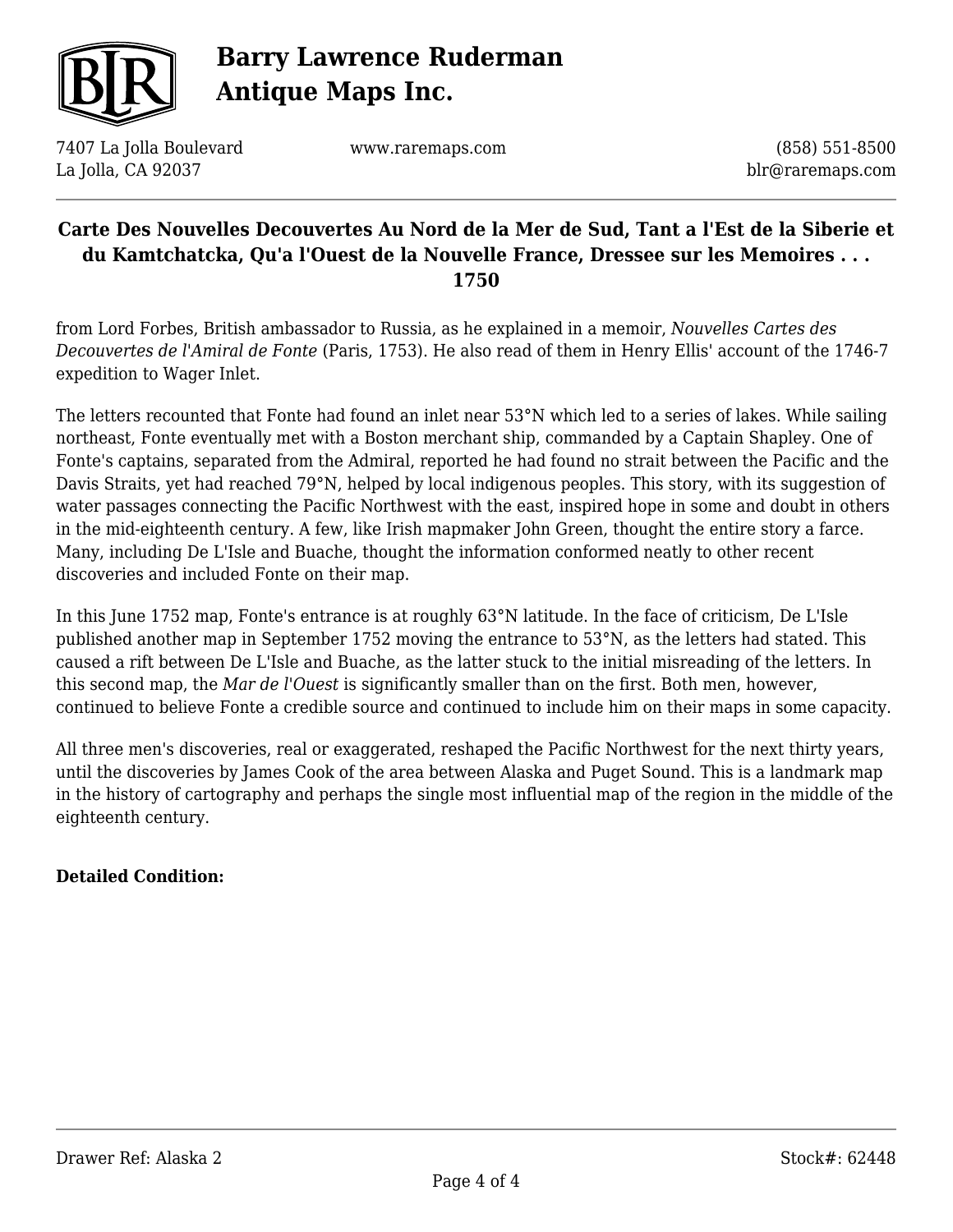from Lord Forbes, British ambassador to Russia, as he explained in a memoir, *Nouvelles Cartes des Decouvertes de l'Amiral de Fonte* (Paris, 1753). He also read of them in Henry Ellis' account of the 1746-7 expedition to Wager Inlet.

The letters recounted that Fonte had found an inlet near 53°N which led to a series of lakes. While sailing northeast, Fonte eventually met with a Boston merchant ship, commanded by a Captain Shapley. One of Fonte's captains, separated from the Admiral, reported he had found no strait between the Pacific and the Davis Straits, yet had reached 79°N, helped by local indigenous peoples. This story, with its suggestion of water passages connecting the Pacific Northwest with the east, inspired hope in some and doubt in others in the mid-eighteenth century. A few, like Irish mapmaker John Green, thought the entire story a farce. Many, including De L'Isle and Buache, thought the information conformed neatly to other recent discoveries and included Fonte on their map.

In this June 1752 map, Fonte's entrance is at roughly 63°N latitude. In the face of criticism, De L'Isle published another map in September 1752 moving the entrance to 53°N, as the letters had stated. This caused a rift between De L'Isle and Buache, as the latter stuck to the initial misreading of the letters. In this second map, the *Mar de l'Ouest* is significantly smaller than on the first. Both men, however, continued to believe Fonte a credible source and continued to include him on their maps in some capacity.

All three men's discoveries, real or exaggerated, reshaped the Pacific Northwest for the next thirty years, until the discoveries by James Cook of the area between Alaska and Puget Sound. This is a landmark map in the history of cartography and perhaps the single most influential map of the region in the middle of the eighteenth century.

**Detailed Condition:**